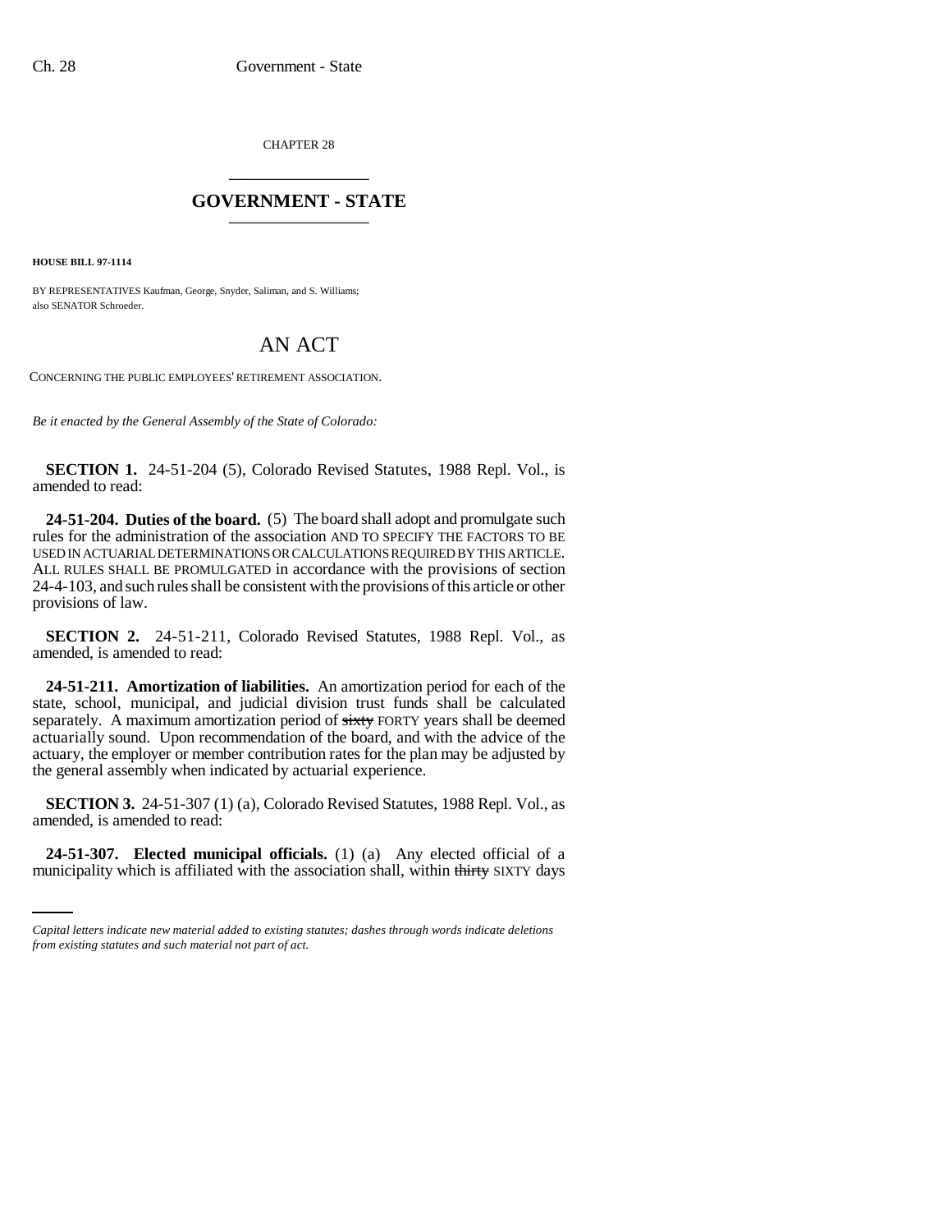CHAPTER 28

# GOVERNMENT - STATE

**HOUSE BILL 97-1114**

BY REPRESENTATIVES Kaufman, George, Snyder, Saliman, and S. Williams; also SENATOR Schroeder.

# AN ACT

CONCERNING THE PUBLIC EMPLOYEES' RETIREMENT ASSOCIATION.

*Be it enacted by the General Assembly of the State of Colorado:*

**SECTION 1.** 24-51-204 (5), Colorado Revised Statutes, 1988 Repl. Vol., is amended to read:

**24-51-204. Duties of the board.** (5) The board shall adopt and promulgate such rules for the administration of the association AND TO SPECIFY THE FACTORS TO BE USED IN ACTUARIAL DETERMINATIONS OR CALCULATIONS REQUIRED BY THIS ARTICLE. ALL RULES SHALL BE PROMULGATED in accordance with the provisions of section 24-4-103, and such rules shall be consistent with the provisions of this article or other provisions of law.

**SECTION 2.** 24-51-211, Colorado Revised Statutes, 1988 Repl. Vol., as amended, is amended to read:

**24-51-211. Amortization of liabilities.** An amortization period for each of the state, school, municipal, and judicial division trust funds shall be calculated separately. A maximum amortization period of ~~sixty~~ FORTY years shall be deemed actuarially sound. Upon recommendation of the board, and with the advice of the actuary, the employer or member contribution rates for the plan may be adjusted by the general assembly when indicated by actuarial experience.

**SECTION 3.** 24-51-307 (1) (a), Colorado Revised Statutes, 1988 Repl. Vol., as amended, is amended to read:

**24-51-307. Elected municipal officials.** (1) (a) Any elected official of a municipality which is affiliated with the association shall, within ~~thirty~~ SIXTY days

*Capital letters indicate new material added to existing statutes; dashes through words indicate deletions from existing statutes and such material not part of act.*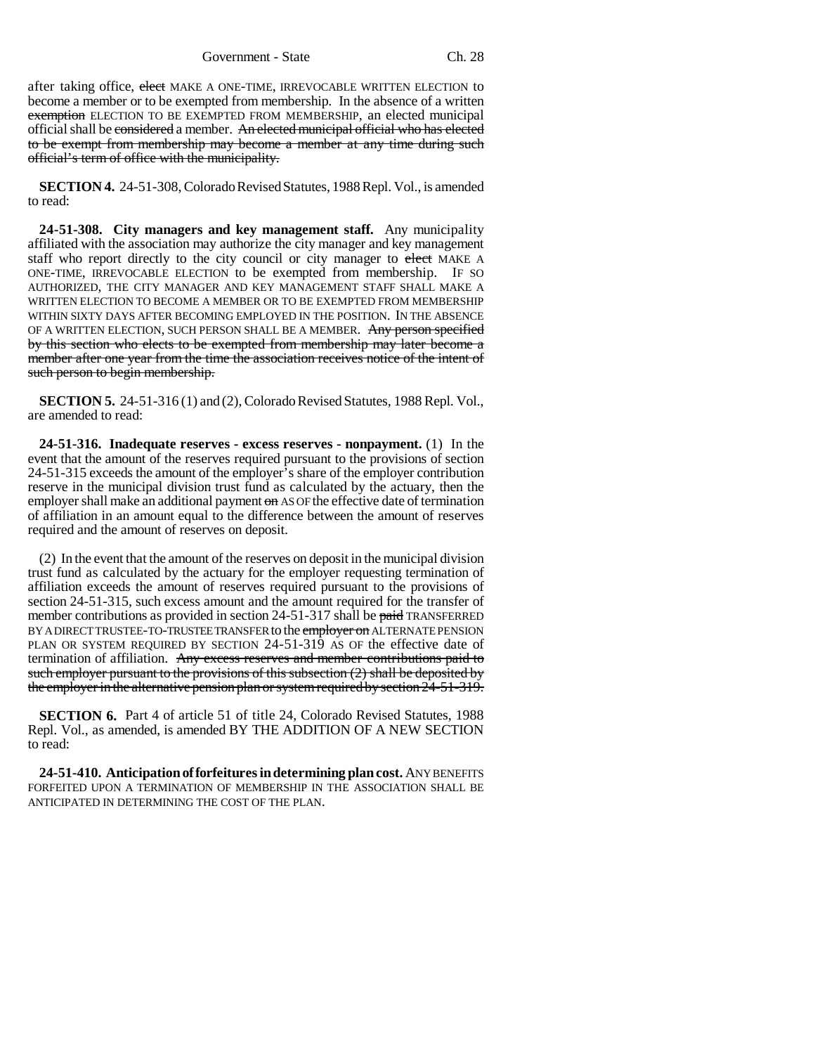after taking office, ~~elect~~ MAKE A ONE-TIME, IRREVOCABLE WRITTEN ELECTION to become a member or to be exempted from membership. In the absence of a written ~~exemption~~ ELECTION TO BE EXEMPTED FROM MEMBERSHIP, an elected municipal official shall be ~~considered~~ a member. ~~An elected municipal official who has elected to be exempt from membership may become a member at any time during such official's term of office with the municipality.~~

**SECTION 4.** 24-51-308, Colorado Revised Statutes, 1988 Repl. Vol., is amended to read:

**24-51-308. City managers and key management staff.** Any municipality affiliated with the association may authorize the city manager and key management staff who report directly to the city council or city manager to ~~elect~~ MAKE A ONE-TIME, IRREVOCABLE ELECTION to be exempted from membership. IF SO AUTHORIZED, THE CITY MANAGER AND KEY MANAGEMENT STAFF SHALL MAKE A WRITTEN ELECTION TO BECOME A MEMBER OR TO BE EXEMPTED FROM MEMBERSHIP WITHIN SIXTY DAYS AFTER BECOMING EMPLOYED IN THE POSITION. IN THE ABSENCE OF A WRITTEN ELECTION, SUCH PERSON SHALL BE A MEMBER. ~~Any person specified by this section who elects to be exempted from membership may later become a member after one year from the time the association receives notice of the intent of such person to begin membership.~~

**SECTION 5.** 24-51-316 (1) and (2), Colorado Revised Statutes, 1988 Repl. Vol., are amended to read:

**24-51-316. Inadequate reserves - excess reserves - nonpayment.** (1) In the event that the amount of the reserves required pursuant to the provisions of section 24-51-315 exceeds the amount of the employer's share of the employer contribution reserve in the municipal division trust fund as calculated by the actuary, then the employer shall make an additional payment ~~on~~ AS OF the effective date of termination of affiliation in an amount equal to the difference between the amount of reserves required and the amount of reserves on deposit.

(2) In the event that the amount of the reserves on deposit in the municipal division trust fund as calculated by the actuary for the employer requesting termination of affiliation exceeds the amount of reserves required pursuant to the provisions of section 24-51-315, such excess amount and the amount required for the transfer of member contributions as provided in section 24-51-317 shall be ~~paid~~ TRANSFERRED BY A DIRECT TRUSTEE-TO-TRUSTEE TRANSFER to the ~~employer on~~ ALTERNATE PENSION PLAN OR SYSTEM REQUIRED BY SECTION 24-51-319 AS OF the effective date of termination of affiliation. ~~Any excess reserves and member contributions paid to such employer pursuant to the provisions of this subsection (2) shall be deposited by the employer in the alternative pension plan or system required by section 24-51-319.~~

**SECTION 6.** Part 4 of article 51 of title 24, Colorado Revised Statutes, 1988 Repl. Vol., as amended, is amended BY THE ADDITION OF A NEW SECTION to read:

**24-51-410. Anticipation of forfeitures in determining plan cost.** ANY BENEFITS FORFEITED UPON A TERMINATION OF MEMBERSHIP IN THE ASSOCIATION SHALL BE ANTICIPATED IN DETERMINING THE COST OF THE PLAN.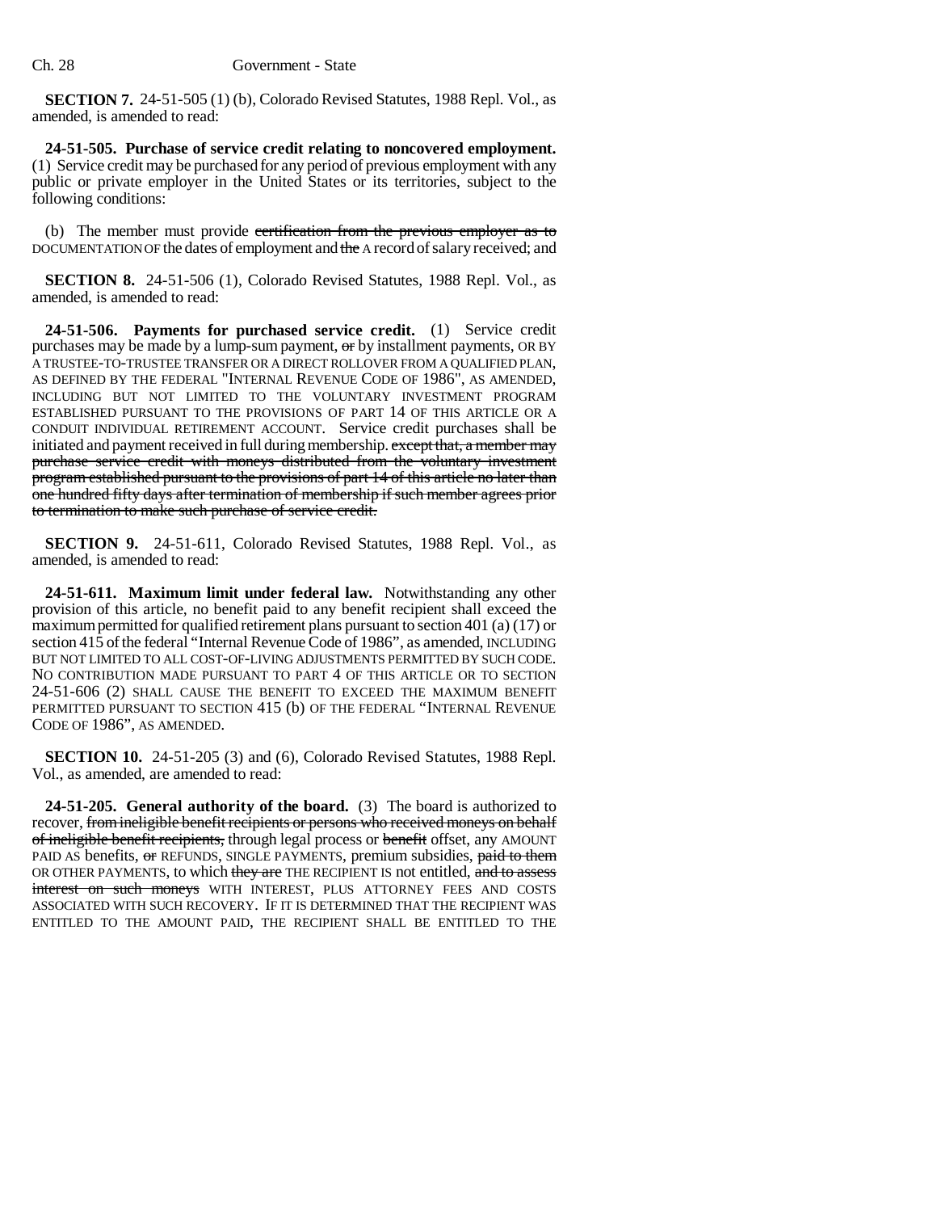**SECTION 7.** 24-51-505 (1) (b), Colorado Revised Statutes, 1988 Repl. Vol., as amended, is amended to read:

**24-51-505. Purchase of service credit relating to noncovered employment.** (1) Service credit may be purchased for any period of previous employment with any public or private employer in the United States or its territories, subject to the following conditions:

(b) The member must provide ~~certification from the previous employer as to~~ DOCUMENTATION OF the dates of employment and ~~the~~ A record of salary received; and

**SECTION 8.** 24-51-506 (1), Colorado Revised Statutes, 1988 Repl. Vol., as amended, is amended to read:

**24-51-506. Payments for purchased service credit.** (1) Service credit purchases may be made by a lump-sum payment, ~~or~~ by installment payments, OR BY A TRUSTEE-TO-TRUSTEE TRANSFER OR A DIRECT ROLLOVER FROM A QUALIFIED PLAN, AS DEFINED BY THE FEDERAL "INTERNAL REVENUE CODE OF 1986", AS AMENDED, INCLUDING BUT NOT LIMITED TO THE VOLUNTARY INVESTMENT PROGRAM ESTABLISHED PURSUANT TO THE PROVISIONS OF PART 14 OF THIS ARTICLE OR A CONDUIT INDIVIDUAL RETIREMENT ACCOUNT. Service credit purchases shall be initiated and payment received in full during membership. ~~except that, a member may purchase service credit with moneys distributed from the voluntary investment program established pursuant to the provisions of part 14 of this article no later than one hundred fifty days after termination of membership if such member agrees prior to termination to make such purchase of service credit.~~

**SECTION 9.** 24-51-611, Colorado Revised Statutes, 1988 Repl. Vol., as amended, is amended to read:

**24-51-611. Maximum limit under federal law.** Notwithstanding any other provision of this article, no benefit paid to any benefit recipient shall exceed the maximum permitted for qualified retirement plans pursuant to section 401 (a) (17) or section 415 of the federal "Internal Revenue Code of 1986", as amended, INCLUDING BUT NOT LIMITED TO ALL COST-OF-LIVING ADJUSTMENTS PERMITTED BY SUCH CODE. NO CONTRIBUTION MADE PURSUANT TO PART 4 OF THIS ARTICLE OR TO SECTION 24-51-606 (2) SHALL CAUSE THE BENEFIT TO EXCEED THE MAXIMUM BENEFIT PERMITTED PURSUANT TO SECTION 415 (b) OF THE FEDERAL "INTERNAL REVENUE CODE OF 1986", AS AMENDED.

**SECTION 10.** 24-51-205 (3) and (6), Colorado Revised Statutes, 1988 Repl. Vol., as amended, are amended to read:

**24-51-205. General authority of the board.** (3) The board is authorized to recover, ~~from ineligible benefit recipients or persons who received moneys on behalf of ineligible benefit recipients,~~ through legal process or ~~benefit~~ offset, any AMOUNT PAID AS benefits, ~~or~~ REFUNDS, SINGLE PAYMENTS, premium subsidies, ~~paid to them~~ OR OTHER PAYMENTS, to which ~~they are~~ THE RECIPIENT IS not entitled, ~~and to assess interest on such moneys~~ WITH INTEREST, PLUS ATTORNEY FEES AND COSTS ASSOCIATED WITH SUCH RECOVERY. IF IT IS DETERMINED THAT THE RECIPIENT WAS ENTITLED TO THE AMOUNT PAID, THE RECIPIENT SHALL BE ENTITLED TO THE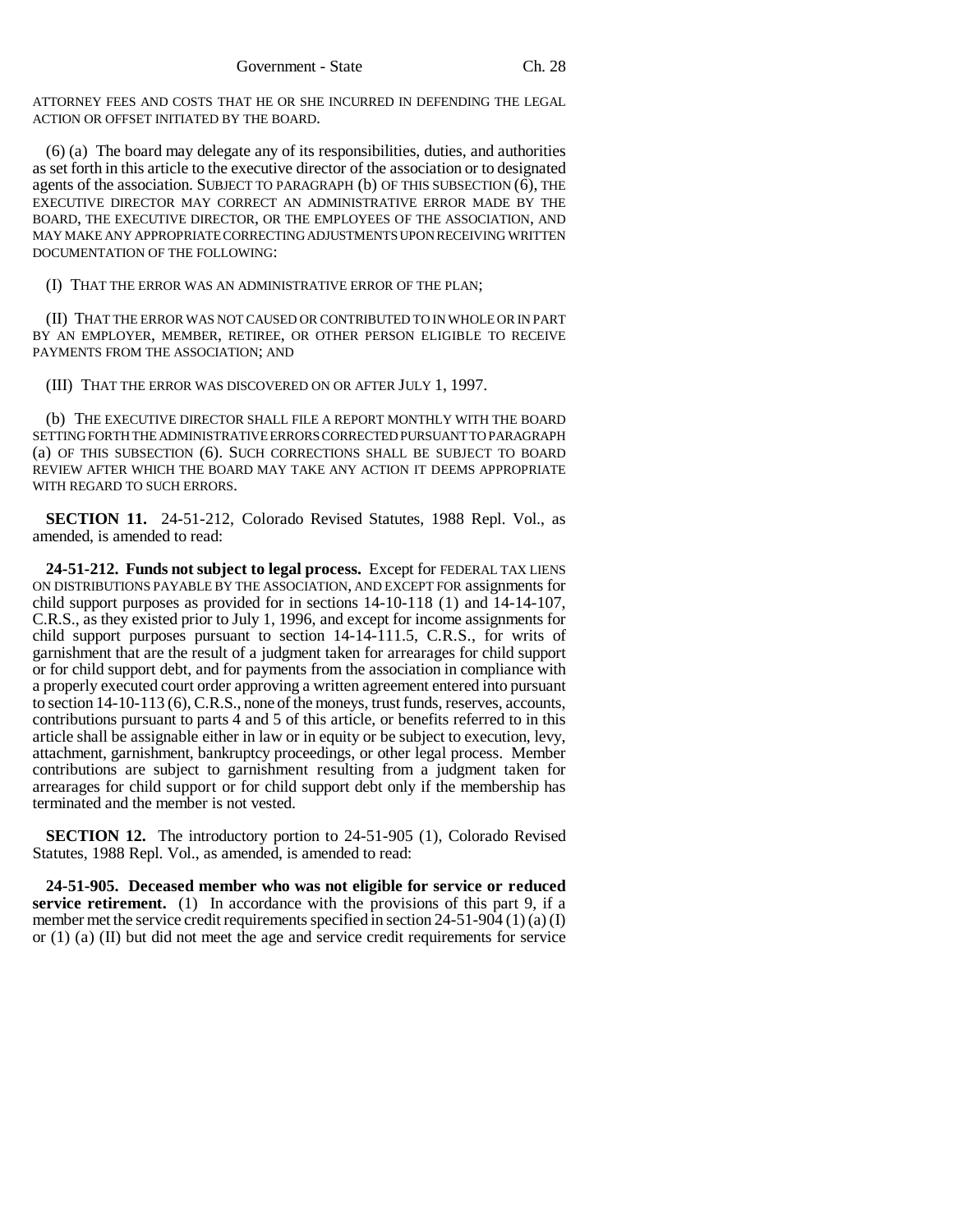ATTORNEY FEES AND COSTS THAT HE OR SHE INCURRED IN DEFENDING THE LEGAL ACTION OR OFFSET INITIATED BY THE BOARD.

(6) (a) The board may delegate any of its responsibilities, duties, and authorities as set forth in this article to the executive director of the association or to designated agents of the association. SUBJECT TO PARAGRAPH (b) OF THIS SUBSECTION (6), THE EXECUTIVE DIRECTOR MAY CORRECT AN ADMINISTRATIVE ERROR MADE BY THE BOARD, THE EXECUTIVE DIRECTOR, OR THE EMPLOYEES OF THE ASSOCIATION, AND MAY MAKE ANY APPROPRIATE CORRECTING ADJUSTMENTS UPON RECEIVING WRITTEN DOCUMENTATION OF THE FOLLOWING:

(I) THAT THE ERROR WAS AN ADMINISTRATIVE ERROR OF THE PLAN;

(II) THAT THE ERROR WAS NOT CAUSED OR CONTRIBUTED TO IN WHOLE OR IN PART BY AN EMPLOYER, MEMBER, RETIREE, OR OTHER PERSON ELIGIBLE TO RECEIVE PAYMENTS FROM THE ASSOCIATION; AND

(III) THAT THE ERROR WAS DISCOVERED ON OR AFTER JULY 1, 1997.

(b) THE EXECUTIVE DIRECTOR SHALL FILE A REPORT MONTHLY WITH THE BOARD SETTING FORTH THE ADMINISTRATIVE ERRORS CORRECTED PURSUANT TO PARAGRAPH (a) OF THIS SUBSECTION (6). SUCH CORRECTIONS SHALL BE SUBJECT TO BOARD REVIEW AFTER WHICH THE BOARD MAY TAKE ANY ACTION IT DEEMS APPROPRIATE WITH REGARD TO SUCH ERRORS.

**SECTION 11.** 24-51-212, Colorado Revised Statutes, 1988 Repl. Vol., as amended, is amended to read:

**24-51-212. Funds not subject to legal process.** Except for FEDERAL TAX LIENS ON DISTRIBUTIONS PAYABLE BY THE ASSOCIATION, AND EXCEPT FOR assignments for child support purposes as provided for in sections 14-10-118 (1) and 14-14-107, C.R.S., as they existed prior to July 1, 1996, and except for income assignments for child support purposes pursuant to section 14-14-111.5, C.R.S., for writs of garnishment that are the result of a judgment taken for arrearages for child support or for child support debt, and for payments from the association in compliance with a properly executed court order approving a written agreement entered into pursuant to section 14-10-113 (6), C.R.S., none of the moneys, trust funds, reserves, accounts, contributions pursuant to parts 4 and 5 of this article, or benefits referred to in this article shall be assignable either in law or in equity or be subject to execution, levy, attachment, garnishment, bankruptcy proceedings, or other legal process. Member contributions are subject to garnishment resulting from a judgment taken for arrearages for child support or for child support debt only if the membership has terminated and the member is not vested.

**SECTION 12.** The introductory portion to 24-51-905 (1), Colorado Revised Statutes, 1988 Repl. Vol., as amended, is amended to read:

**24-51-905. Deceased member who was not eligible for service or reduced service retirement.** (1) In accordance with the provisions of this part 9, if a member met the service credit requirements specified in section 24-51-904 (1) (a) (I) or (1) (a) (II) but did not meet the age and service credit requirements for service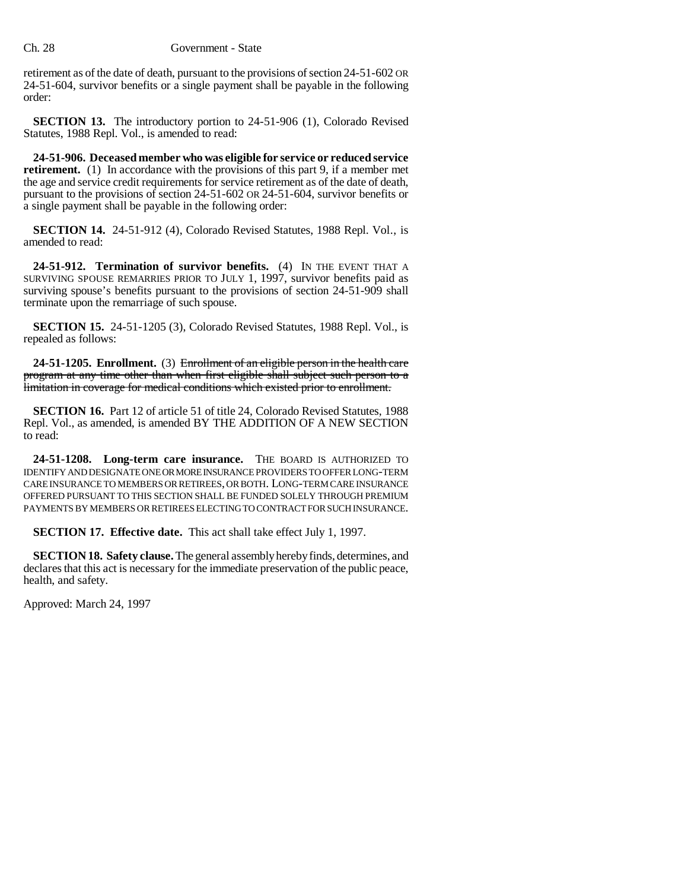retirement as of the date of death, pursuant to the provisions of section 24-51-602 OR 24-51-604, survivor benefits or a single payment shall be payable in the following order:

**SECTION 13.** The introductory portion to 24-51-906 (1), Colorado Revised Statutes, 1988 Repl. Vol., is amended to read:

**24-51-906. Deceased member who was eligible for service or reduced service retirement.** (1) In accordance with the provisions of this part 9, if a member met the age and service credit requirements for service retirement as of the date of death, pursuant to the provisions of section 24-51-602 OR 24-51-604, survivor benefits or a single payment shall be payable in the following order:

**SECTION 14.** 24-51-912 (4), Colorado Revised Statutes, 1988 Repl. Vol., is amended to read:

**24-51-912. Termination of survivor benefits.** (4) IN THE EVENT THAT A SURVIVING SPOUSE REMARRIES PRIOR TO JULY 1, 1997, survivor benefits paid as surviving spouse's benefits pursuant to the provisions of section 24-51-909 shall terminate upon the remarriage of such spouse.

**SECTION 15.** 24-51-1205 (3), Colorado Revised Statutes, 1988 Repl. Vol., is repealed as follows:

**24-51-1205. Enrollment.** (3) ~~Enrollment of an eligible person in the health care program at any time other than when first eligible shall subject such person to a limitation in coverage for medical conditions which existed prior to enrollment.~~

**SECTION 16.** Part 12 of article 51 of title 24, Colorado Revised Statutes, 1988 Repl. Vol., as amended, is amended BY THE ADDITION OF A NEW SECTION to read:

**24-51-1208. Long-term care insurance.** THE BOARD IS AUTHORIZED TO IDENTIFY AND DESIGNATE ONE OR MORE INSURANCE PROVIDERS TO OFFER LONG-TERM CARE INSURANCE TO MEMBERS OR RETIREES, OR BOTH. LONG-TERM CARE INSURANCE OFFERED PURSUANT TO THIS SECTION SHALL BE FUNDED SOLELY THROUGH PREMIUM PAYMENTS BY MEMBERS OR RETIREES ELECTING TO CONTRACT FOR SUCH INSURANCE.

**SECTION 17. Effective date.** This act shall take effect July 1, 1997.

**SECTION 18. Safety clause.** The general assembly hereby finds, determines, and declares that this act is necessary for the immediate preservation of the public peace, health, and safety.

Approved: March 24, 1997